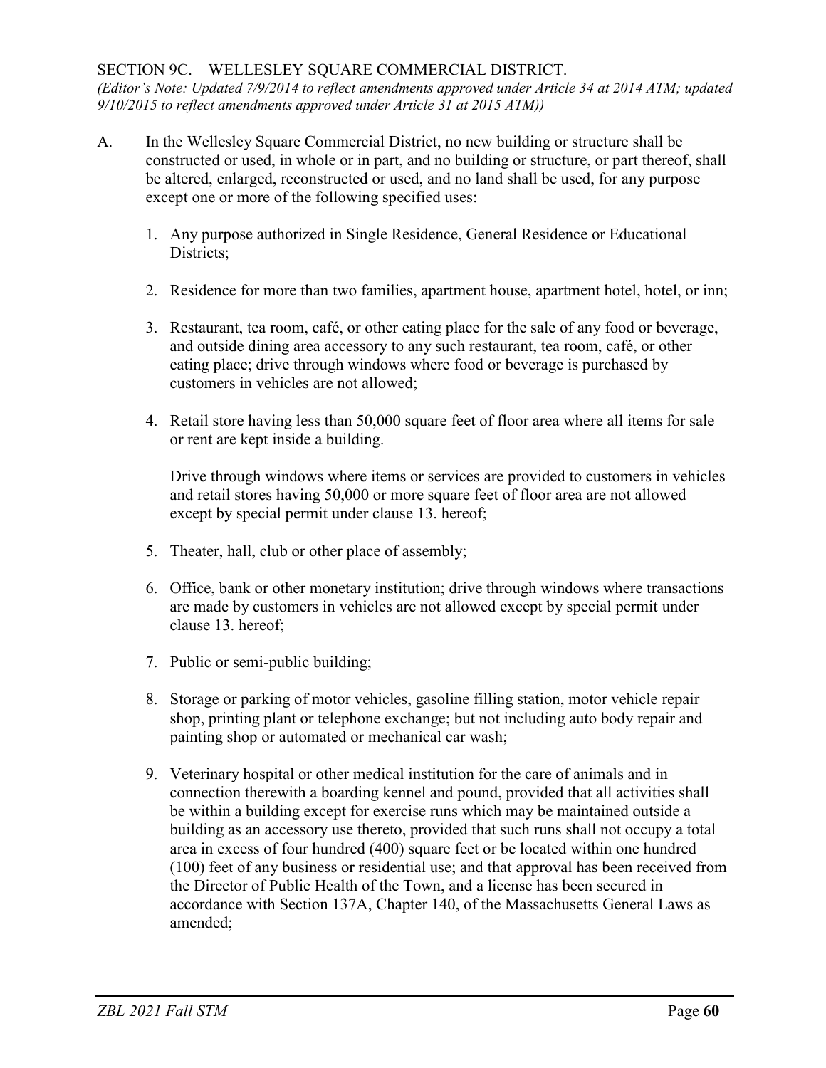## SECTION 9C. WELLESLEY SQUARE COMMERCIAL DISTRICT.

*(Editor's Note: Updated 7/9/2014 to reflect amendments approved under Article 34 at 2014 ATM; updated 9/10/2015 to reflect amendments approved under Article 31 at 2015 ATM))*

A. In the Wellesley Square Commercial District, no new building or structure shall be constructed or used, in whole or in part, and no building or structure, or part thereof, shall be altered, enlarged, reconstructed or used, and no land shall be used, for any purpose except one or more of the following specified uses:

1. Any purpose authorized in Single Residence, General Residence or Educational Districts;

2. Residence for more than two families, apartment house, apartment hotel, hotel, or inn;

3. Restaurant, tea room, café, or other eating place for the sale of any food or beverage, and outside dining area accessory to any such restaurant, tea room, café, or other eating place; drive through windows where food or beverage is purchased by customers in vehicles are not allowed;

4. Retail store having less than 50,000 square feet of floor area where all items for sale or rent are kept inside a building.

   Drive through windows where items or services are provided to customers in vehicles and retail stores having 50,000 or more square feet of floor area are not allowed except by special permit under clause 13. hereof;

5. Theater, hall, club or other place of assembly;

6. Office, bank or other monetary institution; drive through windows where transactions are made by customers in vehicles are not allowed except by special permit under clause 13. hereof;

7. Public or semi-public building;

8. Storage or parking of motor vehicles, gasoline filling station, motor vehicle repair shop, printing plant or telephone exchange; but not including auto body repair and painting shop or automated or mechanical car wash;

9. Veterinary hospital or other medical institution for the care of animals and in connection therewith a boarding kennel and pound, provided that all activities shall be within a building except for exercise runs which may be maintained outside a building as an accessory use thereto, provided that such runs shall not occupy a total area in excess of four hundred (400) square feet or be located within one hundred (100) feet of any business or residential use; and that approval has been received from the Director of Public Health of the Town, and a license has been secured in accordance with Section 137A, Chapter 140, of the Massachusetts General Laws as amended;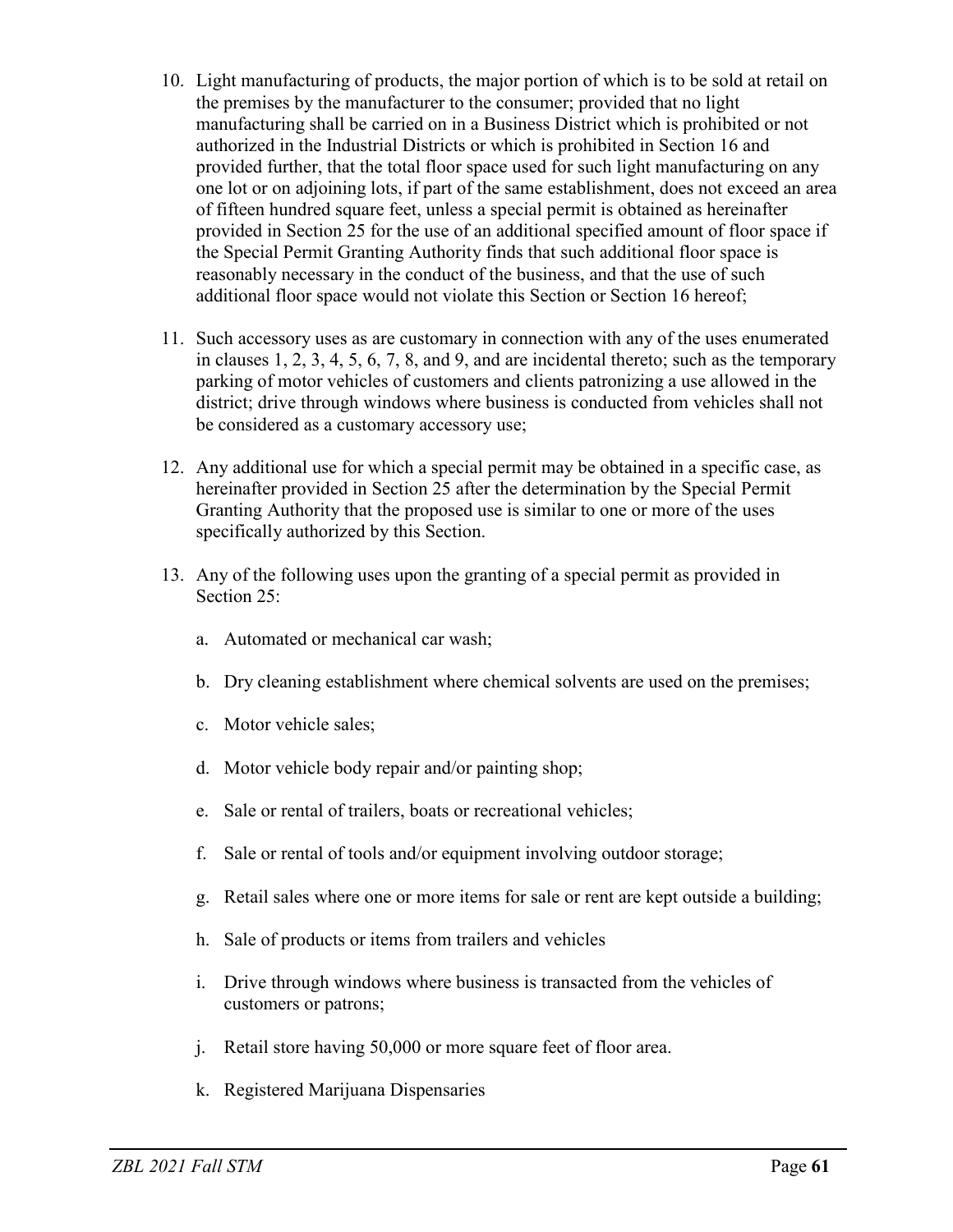10. Light manufacturing of products, the major portion of which is to be sold at retail on the premises by the manufacturer to the consumer; provided that no light manufacturing shall be carried on in a Business District which is prohibited or not authorized in the Industrial Districts or which is prohibited in Section 16 and provided further, that the total floor space used for such light manufacturing on any one lot or on adjoining lots, if part of the same establishment, does not exceed an area of fifteen hundred square feet, unless a special permit is obtained as hereinafter provided in Section 25 for the use of an additional specified amount of floor space if the Special Permit Granting Authority finds that such additional floor space is reasonably necessary in the conduct of the business, and that the use of such additional floor space would not violate this Section or Section 16 hereof;

11. Such accessory uses as are customary in connection with any of the uses enumerated in clauses 1, 2, 3, 4, 5, 6, 7, 8, and 9, and are incidental thereto; such as the temporary parking of motor vehicles of customers and clients patronizing a use allowed in the district; drive through windows where business is conducted from vehicles shall not be considered as a customary accessory use;

12. Any additional use for which a special permit may be obtained in a specific case, as hereinafter provided in Section 25 after the determination by the Special Permit Granting Authority that the proposed use is similar to one or more of the uses specifically authorized by this Section.

13. Any of the following uses upon the granting of a special permit as provided in Section 25:

    a. Automated or mechanical car wash;

    b. Dry cleaning establishment where chemical solvents are used on the premises;

    c. Motor vehicle sales;

    d. Motor vehicle body repair and/or painting shop;

    e. Sale or rental of trailers, boats or recreational vehicles;

    f. Sale or rental of tools and/or equipment involving outdoor storage;

    g. Retail sales where one or more items for sale or rent are kept outside a building;

    h. Sale of products or items from trailers and vehicles

    i. Drive through windows where business is transacted from the vehicles of customers or patrons;

    j. Retail store having 50,000 or more square feet of floor area.

    k. Registered Marijuana Dispensaries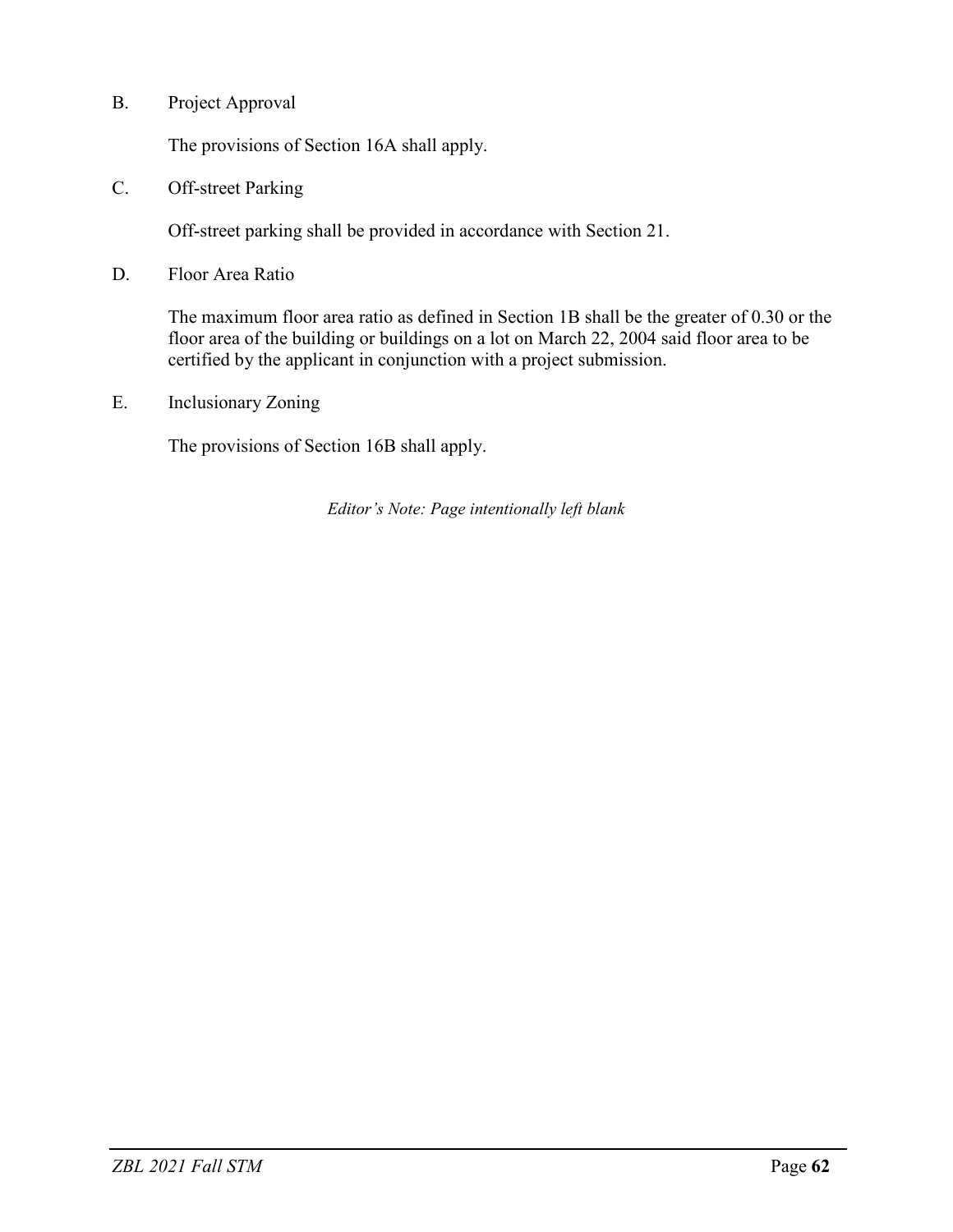B. Project Approval

The provisions of Section 16A shall apply.

C. Off-street Parking

Off-street parking shall be provided in accordance with Section 21.

D. Floor Area Ratio

The maximum floor area ratio as defined in Section 1B shall be the greater of 0.30 or the floor area of the building or buildings on a lot on March 22, 2004 said floor area to be certified by the applicant in conjunction with a project submission.

E. Inclusionary Zoning

The provisions of Section 16B shall apply.

*Editor's Note: Page intentionally left blank*